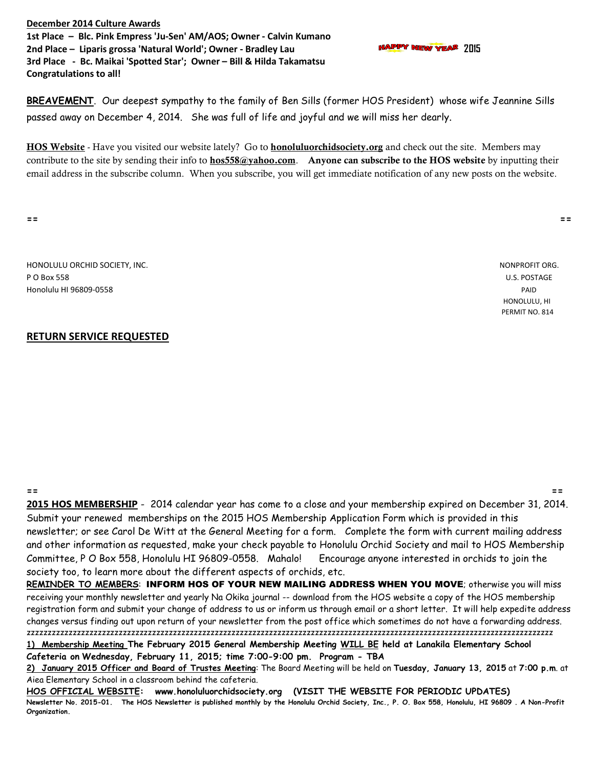**December 2014 Culture Awards**

**1st Place – Blc. Pink Empress 'Ju-Sen' AM/AOS; Owner - Calvin Kumano**
**2nd Place – Liparis grossa 'Natural World'; Owner - Bradley Lau**
**3rd Place - Bc. Maikai 'Spotted Star'; Owner – Bill & Hilda Takamatsu**
**Congratulations to all!**

HAPPY NEW YEAR 2015

**BREAVEMENT**. Our deepest sympathy to the family of Ben Sills (former HOS President) whose wife Jeannine Sills passed away on December 4, 2014. She was full of life and joyful and we will miss her dearly.

**HOS Website** - Have you visited our website lately? Go to **honoluluorchidsociety.org** and check out the site. Members may contribute to the site by sending their info to **hos558@yahoo.com**. **Anyone can subscribe to the HOS website** by inputting their email address in the subscribe column. When you subscribe, you will get immediate notification of any new posts on the website.

== ==

HONOLULU ORCHID SOCIETY, INC.
P O Box 558
Honolulu HI 96809-0558

NONPROFIT ORG.
U.S. POSTAGE
PAID
HONOLULU, HI
PERMIT NO. 814

**RETURN SERVICE REQUESTED**

== ==

**2015 HOS MEMBERSHIP** - 2014 calendar year has come to a close and your membership expired on December 31, 2014. Submit your renewed memberships on the 2015 HOS Membership Application Form which is provided in this newsletter; or see Carol De Witt at the General Meeting for a form. Complete the form with current mailing address and other information as requested, make your check payable to Honolulu Orchid Society and mail to HOS Membership Committee, P O Box 558, Honolulu HI 96809-0558. Mahalo! Encourage anyone interested in orchids to join the society too, to learn more about the different aspects of orchids, etc.

**REMINDER TO MEMBERS**: **INFORM HOS OF YOUR NEW MAILING ADDRESS WHEN YOU MOVE**; otherwise you will miss receiving your monthly newsletter and yearly Na Okika journal -- download from the HOS website a copy of the HOS membership registration form and submit your change of address to us or inform us through email or a short letter. It will help expedite address changes versus finding out upon return of your newsletter from the post office which sometimes do not have a forwarding address.

zzzzzzzzzzzzzzzzzzzzzzzzzzzzzzzzzzzzzzzzzzzzzzzzzzzzzzzzzzzzzzzzzzzzzzzzzzzzzzzzzzzzzzzzzzzzzzzzzzzzzzzzzzzzzzzzzzzzz

**1) Membership Meeting The February 2015 General Membership Meeting WILL BE held at Lanakila Elementary School Cafeteria on Wednesday, February 11, 2015; time 7:00-9:00 pm. Program - TBA**

**2) January 2015 Officer and Board of Trustes Meeting**: The Board Meeting will be held on **Tuesday, January 13, 2015** at **7:00 p.m**. at Aiea Elementary School in a classroom behind the cafeteria.

**HOS OFFICIAL WEBSITE: www.honoluluorchidsociety.org (VISIT THE WEBSITE FOR PERIODIC UPDATES)**

**Newsletter No. 2015-01. The HOS Newsletter is published monthly by the Honolulu Orchid Society, Inc., P. O. Box 558, Honolulu, HI 96809 . A Non-Profit Organization.**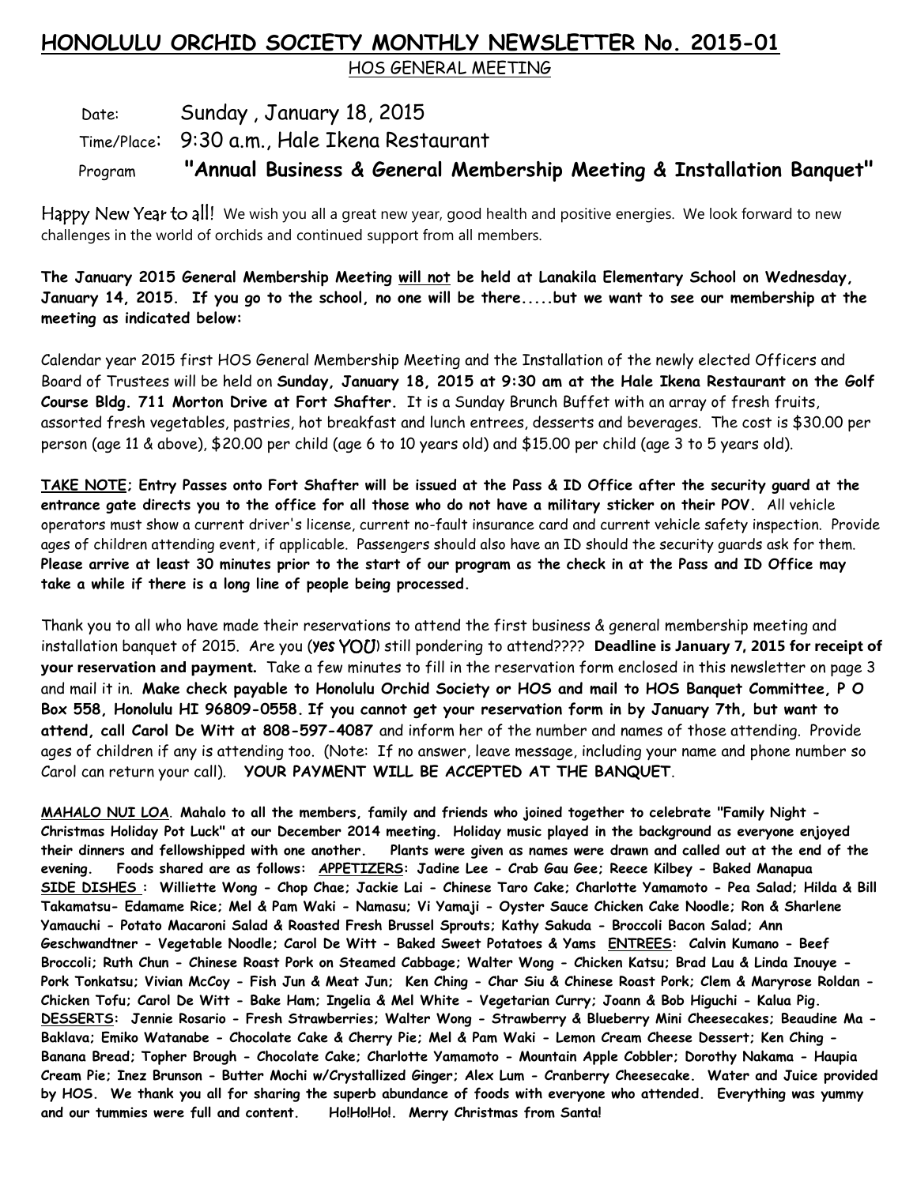# HONOLULU ORCHID SOCIETY MONTHLY NEWSLETTER No. 2015-01

HOS GENERAL MEETING

Date: Sunday , January 18, 2015

Time/Place: 9:30 a.m., Hale Ikena Restaurant

Program **"Annual Business & General Membership Meeting & Installation Banquet"**

Happy New Year to all! We wish you all a great new year, good health and positive energies. We look forward to new challenges in the world of orchids and continued support from all members.

**The January 2015 General Membership Meeting <u>will not</u> be held at Lanakila Elementary School on Wednesday, January 14, 2015. If you go to the school, no one will be there.....but we want to see our membership at the meeting as indicated below:**

Calendar year 2015 first HOS General Membership Meeting and the Installation of the newly elected Officers and Board of Trustees will be held on **Sunday, January 18, 2015 at 9:30 am at the Hale Ikena Restaurant on the Golf Course Bldg. 711 Morton Drive at Fort Shafter.** It is a Sunday Brunch Buffet with an array of fresh fruits, assorted fresh vegetables, pastries, hot breakfast and lunch entrees, desserts and beverages. The cost is $30.00 per person (age 11 & above), $20.00 per child (age 6 to 10 years old) and $15.00 per child (age 3 to 5 years old).

**<u>TAKE NOTE</u>; Entry Passes onto Fort Shafter will be issued at the Pass & ID Office after the security guard at the entrance gate directs you to the office for all those who do not have a military sticker on their POV.** All vehicle operators must show a current driver's license, current no-fault insurance card and current vehicle safety inspection. Provide ages of children attending event, if applicable. Passengers should also have an ID should the security guards ask for them. **Please arrive at least 30 minutes prior to the start of our program as the check in at the Pass and ID Office may take a while if there is a long line of people being processed.**

Thank you to all who have made their reservations to attend the first business & general membership meeting and installation banquet of 2015. Are you (yes YOU) still pondering to attend???? **Deadline is January 7, 2015 for receipt of your reservation and payment.** Take a few minutes to fill in the reservation form enclosed in this newsletter on page 3 and mail it in. **Make check payable to Honolulu Orchid Society or HOS and mail to HOS Banquet Committee, P O Box 558, Honolulu HI 96809-0558. If you cannot get your reservation form in by January 7th, but want to attend, call Carol De Witt at 808-597-4087** and inform her of the number and names of those attending. Provide ages of children if any is attending too. (Note: If no answer, leave message, including your name and phone number so Carol can return your call). **YOUR PAYMENT WILL BE ACCEPTED AT THE BANQUET**.

**<u>MAHALO NUI LOA</u>. Mahalo to all the members, family and friends who joined together to celebrate "Family Night - Christmas Holiday Pot Luck" at our December 2014 meeting. Holiday music played in the background as everyone enjoyed their dinners and fellowshipped with one another. Plants were given as names were drawn and called out at the end of the evening. Foods shared are as follows: <u>APPETIZERS</u>: Jadine Lee - Crab Gau Gee; Reece Kilbey - Baked Manapua <u>SIDE DISHES</u> : Williette Wong - Chop Chae; Jackie Lai - Chinese Taro Cake; Charlotte Yamamoto - Pea Salad; Hilda & Bill Takamatsu- Edamame Rice; Mel & Pam Waki - Namasu; Vi Yamaji - Oyster Sauce Chicken Cake Noodle; Ron & Sharlene Yamauchi - Potato Macaroni Salad & Roasted Fresh Brussel Sprouts; Kathy Sakuda - Broccoli Bacon Salad; Ann Geschwandtner - Vegetable Noodle; Carol De Witt - Baked Sweet Potatoes & Yams <u>ENTREES</u>: Calvin Kumano - Beef Broccoli; Ruth Chun - Chinese Roast Pork on Steamed Cabbage; Walter Wong - Chicken Katsu; Brad Lau & Linda Inouye - Pork Tonkatsu; Vivian McCoy - Fish Jun & Meat Jun; Ken Ching - Char Siu & Chinese Roast Pork; Clem & Maryrose Roldan - Chicken Tofu; Carol De Witt - Bake Ham; Ingelia & Mel White - Vegetarian Curry; Joann & Bob Higuchi - Kalua Pig. <u>DESSERTS</u>: Jennie Rosario - Fresh Strawberries; Walter Wong - Strawberry & Blueberry Mini Cheesecakes; Beaudine Ma - Baklava; Emiko Watanabe - Chocolate Cake & Cherry Pie; Mel & Pam Waki - Lemon Cream Cheese Dessert; Ken Ching - Banana Bread; Topher Brough - Chocolate Cake; Charlotte Yamamoto - Mountain Apple Cobbler; Dorothy Nakama - Haupia Cream Pie; Inez Brunson - Butter Mochi w/Crystallized Ginger; Alex Lum - Cranberry Cheesecake. Water and Juice provided by HOS. We thank you all for sharing the superb abundance of foods with everyone who attended. Everything was yummy and our tummies were full and content. Ho!Ho!Ho!. Merry Christmas from Santa!**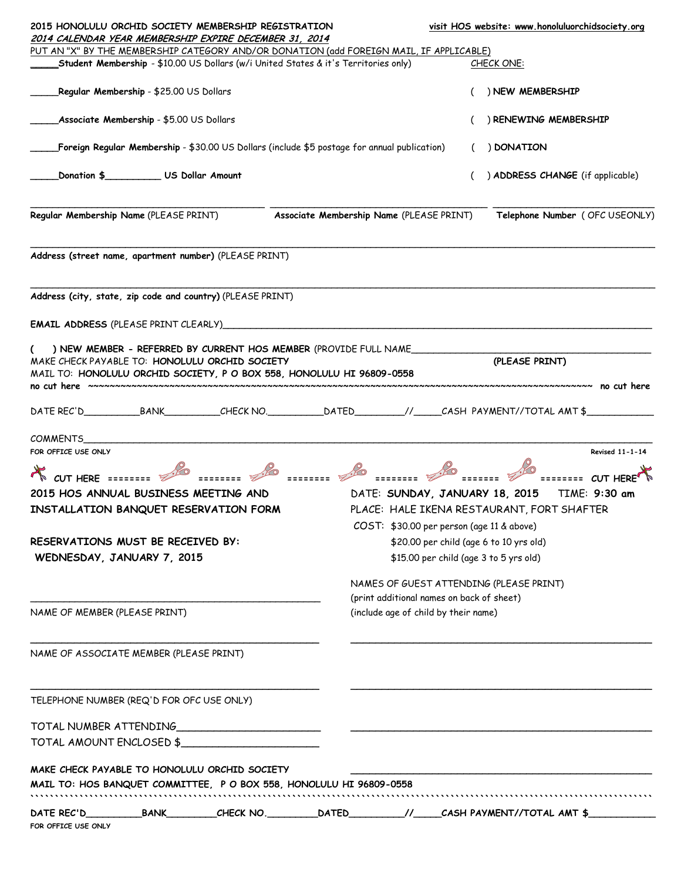**2015 HONOLULU ORCHID SOCIETY MEMBERSHIP REGISTRATION** — **visit HOS website: www.honoluluorchidsociety.org**

***2014 CALENDAR YEAR MEMBERSHIP EXPIRE DECEMBER 31, 2014***

PUT AN "X" BY THE MEMBERSHIP CATEGORY AND/OR DONATION (add FOREIGN MAIL, IF APPLICABLE)

_____**Student Membership** - $10.00 US Dollars (w/i United States & it's Territories only)

_____**Regular Membership** - $25.00 US Dollars

_____**Associate Membership** - $5.00 US Dollars

_____**Foreign Regular Membership** - $30.00 US Dollars (include $5 postage for annual publication)

_____**Donation $**__________ **US Dollar Amount**

CHECK ONE:

(   ) **NEW MEMBERSHIP**

(   ) **RENEWING MEMBERSHIP**

(   ) **DONATION**

(   ) **ADDRESS CHANGE** (if applicable)

________________________________________ ________________________________________ ______________________________

**Regular Membership Name** (PLEASE PRINT)   **Associate Membership Name** (PLEASE PRINT)   **Telephone Number** ( OFC USEONLY)

______________________________________________________________________________________________

**Address (street name, apartment number)** (PLEASE PRINT)

______________________________________________________________________________________________

**Address (city, state, zip code and country)** (PLEASE PRINT)

**EMAIL ADDRESS** (PLEASE PRINT CLEARLY)______________________________________________________________________

(   ) **NEW MEMBER - REFERRED BY CURRENT HOS MEMBER** (PROVIDE FULL NAME________________________________________

MAKE CHECK PAYABLE TO: **HONOLULU ORCHID SOCIETY** **(PLEASE PRINT)**

MAIL TO: **HONOLULU ORCHID SOCIETY, P O BOX 558, HONOLULU HI 96809-0558**

**no cut here** ~~~~~~~~~~~~~~~~~~~~~~~~~~~~~~~~~~~~~~~~~~~~~~~~~~~~~~~~~~~~~~~~~~~~~~~~~~~~~~~~~~~~ **no cut here**

DATE REC'D__________BANK__________CHECK NO.__________DATED_________//_____CASH PAYMENT//TOTAL AMT $____________

COMMENTS______________________________________________________________________________________________

FOR OFFICE USE ONLY — Revised 11-1-14

**CUT HERE** ======== ======== ======== ======== ======= ======== **CUT HERE**

**2015 HOS ANNUAL BUSINESS MEETING AND INSTALLATION BANQUET RESERVATION FORM**

**RESERVATIONS MUST BE RECEIVED BY: WEDNESDAY, JANUARY 7, 2015**

DATE: **SUNDAY, JANUARY 18, 2015**   TIME: **9:30 am**

PLACE: HALE IKENA RESTAURANT, FORT SHAFTER

COST: $30.00 per person (age 11 & above)
$20.00 per child (age 6 to 10 yrs old)
$15.00 per child (age 3 to 5 yrs old)

______________________________________________

NAME OF MEMBER (PLEASE PRINT)

______________________________________________

NAME OF ASSOCIATE MEMBER (PLEASE PRINT)

______________________________________________

TELEPHONE NUMBER (REQ'D FOR OFC USE ONLY)

TOTAL NUMBER ATTENDING______________________

TOTAL AMOUNT ENCLOSED $______________________

NAMES OF GUEST ATTENDING (PLEASE PRINT)
(print additional names on back of sheet)
(include age of child by their name)

______________________________________________

______________________________________________

______________________________________________

______________________________________________

**MAKE CHECK PAYABLE TO HONOLULU ORCHID SOCIETY**

**MAIL TO: HOS BANQUET COMMITTEE, P O BOX 558, HONOLULU HI 96809-0558**

**DATE REC'D__________BANK_________CHECK NO._________DATED__________//_____CASH PAYMENT//TOTAL AMT $____________**

FOR OFFICE USE ONLY